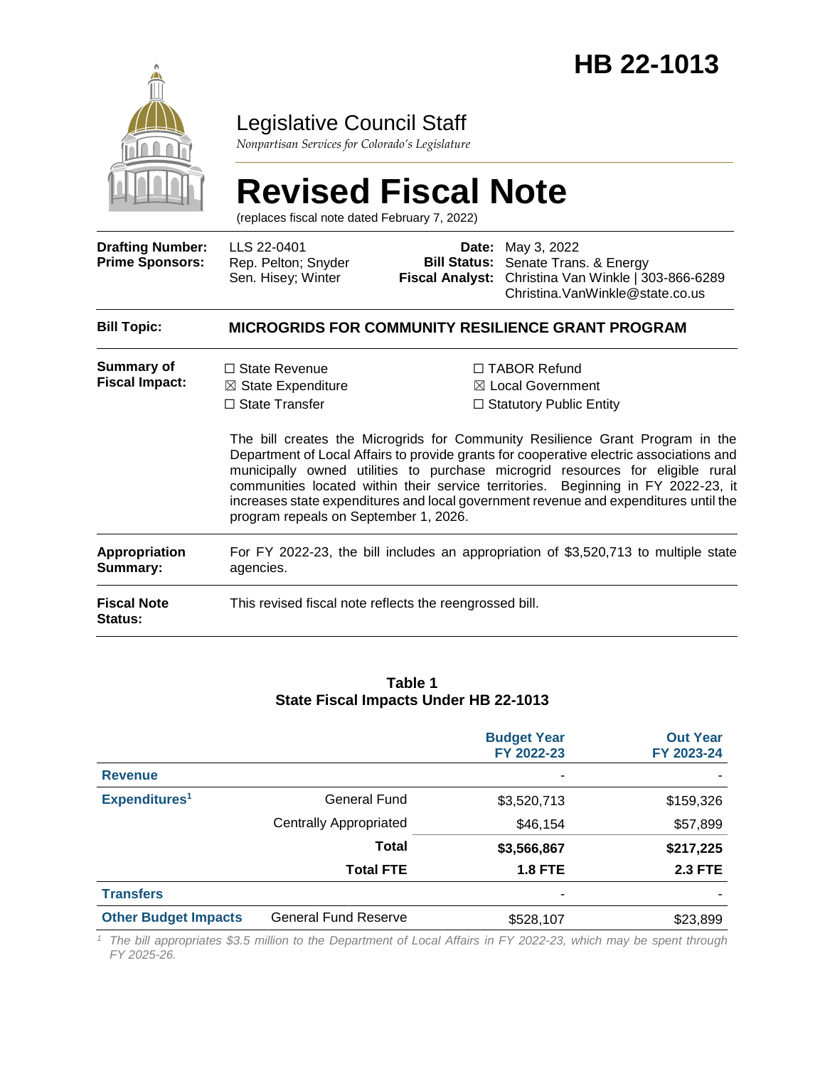# HB 22-1013

## Legislative Council Staff

*Nonpartisan Services for Colorado's Legislature*

# Revised Fiscal Note

(replaces fiscal note dated February 7, 2022)

| | | | |
|---|---|---|---|
| **Drafting Number:** | LLS 22-0401 | **Date:** | May 3, 2022 |
| **Prime Sponsors:** | Rep. Pelton; Snyder<br>Sen. Hisey; Winter | **Bill Status:** | Senate Trans. & Energy |
| | | **Fiscal Analyst:** | Christina Van Winkle \| 303-866-6289<br>Christina.VanWinkle@state.co.us |

**Bill Topic:** **MICROGRIDS FOR COMMUNITY RESILIENCE GRANT PROGRAM**

**Summary of Fiscal Impact:**

☐ State Revenue
☒ State Expenditure
☐ State Transfer
☐ TABOR Refund
☒ Local Government
☐ Statutory Public Entity

The bill creates the Microgrids for Community Resilience Grant Program in the Department of Local Affairs to provide grants for cooperative electric associations and municipally owned utilities to purchase microgrid resources for eligible rural communities located within their service territories. Beginning in FY 2022-23, it increases state expenditures and local government revenue and expenditures until the program repeals on September 1, 2026.

**Appropriation Summary:** For FY 2022-23, the bill includes an appropriation of $3,520,713 to multiple state agencies.

**Fiscal Note Status:** This revised fiscal note reflects the reengrossed bill.

**Table 1**
**State Fiscal Impacts Under HB 22-1013**

| | | Budget Year FY 2022-23 | Out Year FY 2023-24 |
|---|---|---|---|
| **Revenue** | | - | - |
| **Expenditures**[1] | General Fund | $3,520,713 | $159,326 |
| | Centrally Appropriated | $46,154 | $57,899 |
| | **Total** | **$3,566,867** | **$217,225** |
| | **Total FTE** | **1.8 FTE** | **2.3 FTE** |
| **Transfers** | | - | - |
| **Other Budget Impacts** | General Fund Reserve | $528,107 | $23,899 |

[1] *The bill appropriates $3.5 million to the Department of Local Affairs in FY 2022-23, which may be spent through FY 2025-26.*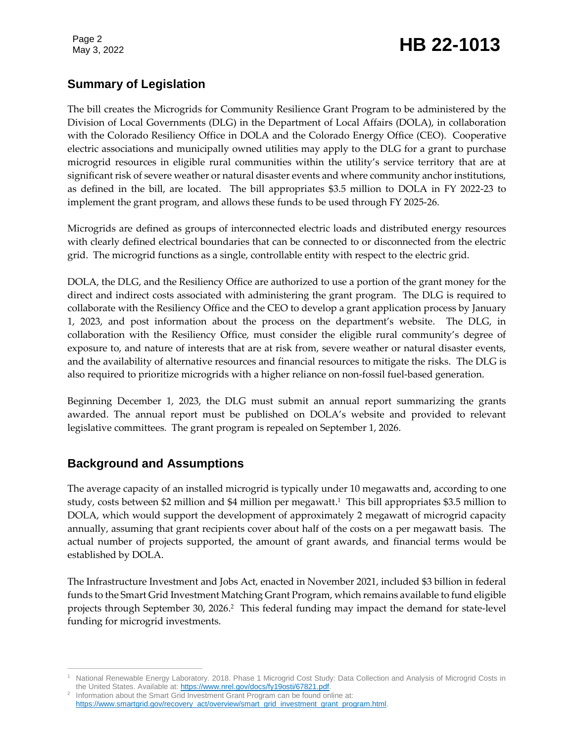## Summary of Legislation

The bill creates the Microgrids for Community Resilience Grant Program to be administered by the Division of Local Governments (DLG) in the Department of Local Affairs (DOLA), in collaboration with the Colorado Resiliency Office in DOLA and the Colorado Energy Office (CEO). Cooperative electric associations and municipally owned utilities may apply to the DLG for a grant to purchase microgrid resources in eligible rural communities within the utility's service territory that are at significant risk of severe weather or natural disaster events and where community anchor institutions, as defined in the bill, are located. The bill appropriates $3.5 million to DOLA in FY 2022-23 to implement the grant program, and allows these funds to be used through FY 2025-26.

Microgrids are defined as groups of interconnected electric loads and distributed energy resources with clearly defined electrical boundaries that can be connected to or disconnected from the electric grid. The microgrid functions as a single, controllable entity with respect to the electric grid.

DOLA, the DLG, and the Resiliency Office are authorized to use a portion of the grant money for the direct and indirect costs associated with administering the grant program. The DLG is required to collaborate with the Resiliency Office and the CEO to develop a grant application process by January 1, 2023, and post information about the process on the department's website. The DLG, in collaboration with the Resiliency Office, must consider the eligible rural community's degree of exposure to, and nature of interests that are at risk from, severe weather or natural disaster events, and the availability of alternative resources and financial resources to mitigate the risks. The DLG is also required to prioritize microgrids with a higher reliance on non-fossil fuel-based generation.

Beginning December 1, 2023, the DLG must submit an annual report summarizing the grants awarded. The annual report must be published on DOLA's website and provided to relevant legislative committees. The grant program is repealed on September 1, 2026.

## Background and Assumptions

The average capacity of an installed microgrid is typically under 10 megawatts and, according to one study, costs between $2 million and $4 million per megawatt.[1] This bill appropriates $3.5 million to DOLA, which would support the development of approximately 2 megawatt of microgrid capacity annually, assuming that grant recipients cover about half of the costs on a per megawatt basis. The actual number of projects supported, the amount of grant awards, and financial terms would be established by DOLA.

The Infrastructure Investment and Jobs Act, enacted in November 2021, included $3 billion in federal funds to the Smart Grid Investment Matching Grant Program, which remains available to fund eligible projects through September 30, 2026.[2] This federal funding may impact the demand for state-level funding for microgrid investments.

---

[1] National Renewable Energy Laboratory. 2018. Phase 1 Microgrid Cost Study: Data Collection and Analysis of Microgrid Costs in the United States. Available at: https://www.nrel.gov/docs/fy19osti/67821.pdf.

[2] Information about the Smart Grid Investment Grant Program can be found online at: https://www.smartgrid.gov/recovery_act/overview/smart_grid_investment_grant_program.html.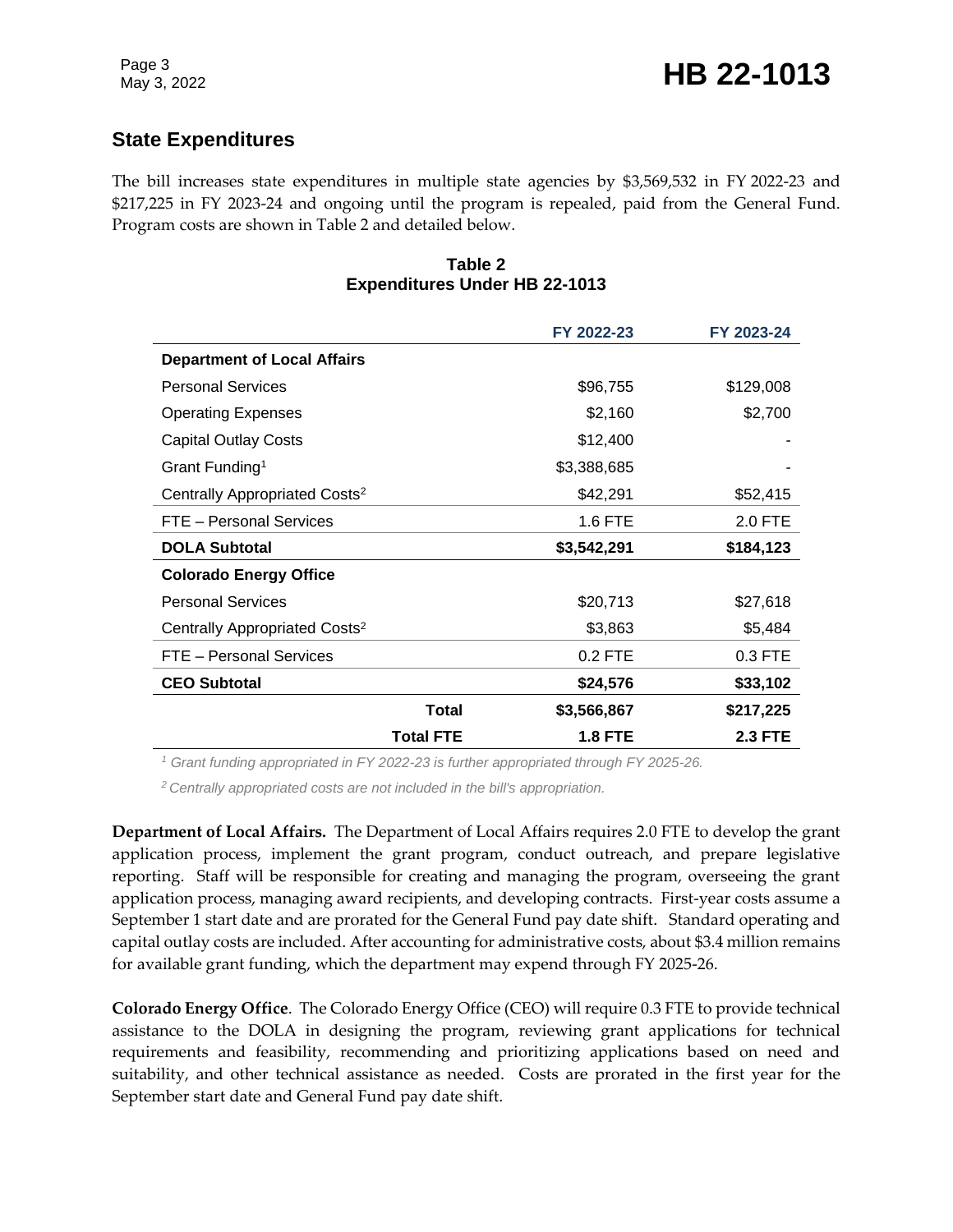## State Expenditures

The bill increases state expenditures in multiple state agencies by $3,569,532 in FY 2022-23 and $217,225 in FY 2023-24 and ongoing until the program is repealed, paid from the General Fund. Program costs are shown in Table 2 and detailed below.

**Table 2**
**Expenditures Under HB 22-1013**

| | FY 2022-23 | FY 2023-24 |
|---|---|---|
| **Department of Local Affairs** | | |
| Personal Services | $96,755 | $129,008 |
| Operating Expenses | $2,160 | $2,700 |
| Capital Outlay Costs | $12,400 | - |
| Grant Funding[1] | $3,388,685 | - |
| Centrally Appropriated Costs[2] | $42,291 | $52,415 |
| FTE – Personal Services | 1.6 FTE | 2.0 FTE |
| **DOLA Subtotal** | **$3,542,291** | **$184,123** |
| **Colorado Energy Office** | | |
| Personal Services | $20,713 | $27,618 |
| Centrally Appropriated Costs[2] | $3,863 | $5,484 |
| FTE – Personal Services | 0.2 FTE | 0.3 FTE |
| **CEO Subtotal** | **$24,576** | **$33,102** |
| **Total** | **$3,566,867** | **$217,225** |
| **Total FTE** | **1.8 FTE** | **2.3 FTE** |

*[1] Grant funding appropriated in FY 2022-23 is further appropriated through FY 2025-26.*

*[2] Centrally appropriated costs are not included in the bill's appropriation.*

**Department of Local Affairs.** The Department of Local Affairs requires 2.0 FTE to develop the grant application process, implement the grant program, conduct outreach, and prepare legislative reporting. Staff will be responsible for creating and managing the program, overseeing the grant application process, managing award recipients, and developing contracts. First-year costs assume a September 1 start date and are prorated for the General Fund pay date shift. Standard operating and capital outlay costs are included. After accounting for administrative costs, about $3.4 million remains for available grant funding, which the department may expend through FY 2025-26.

**Colorado Energy Office**. The Colorado Energy Office (CEO) will require 0.3 FTE to provide technical assistance to the DOLA in designing the program, reviewing grant applications for technical requirements and feasibility, recommending and prioritizing applications based on need and suitability, and other technical assistance as needed. Costs are prorated in the first year for the September start date and General Fund pay date shift.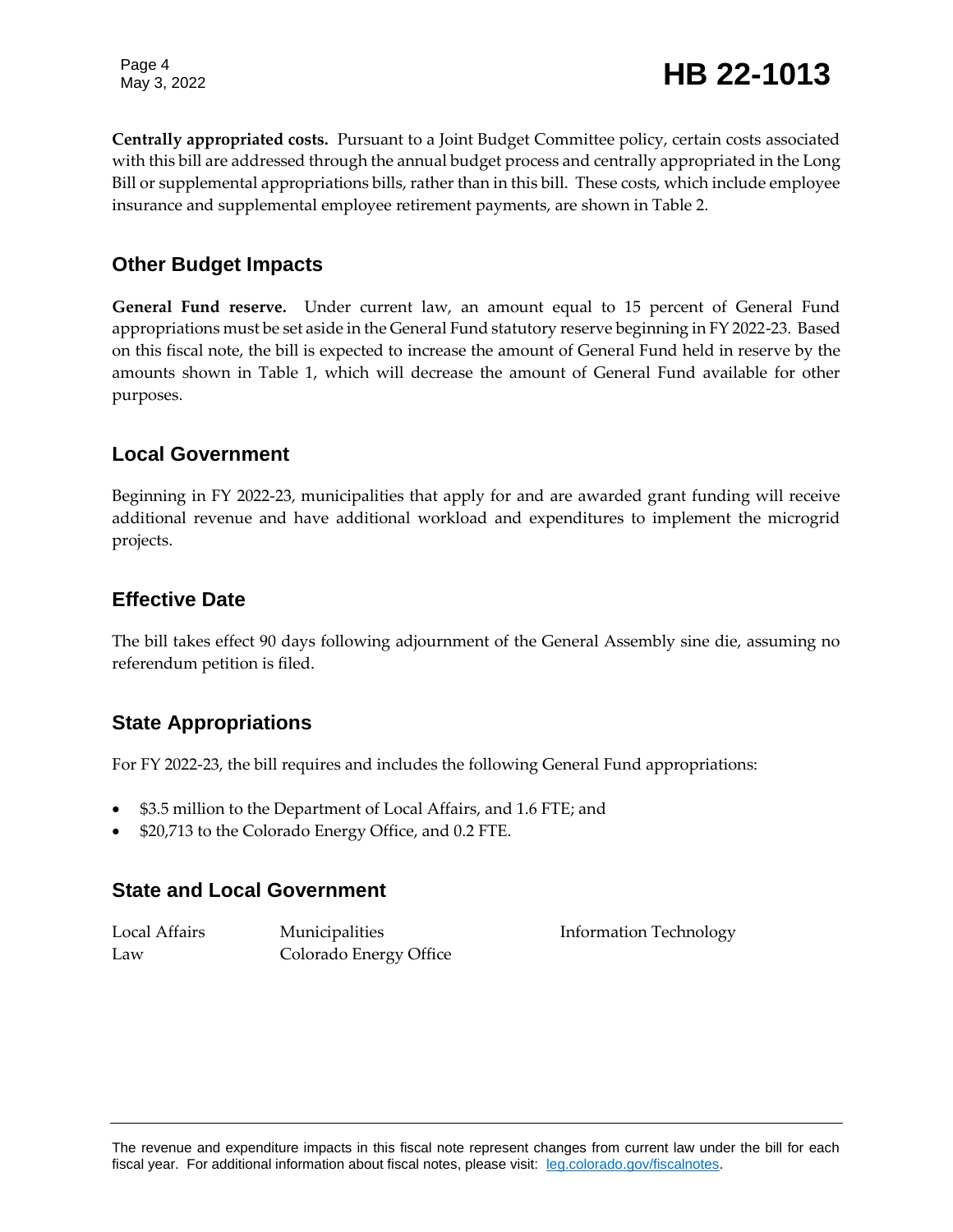**Centrally appropriated costs.** Pursuant to a Joint Budget Committee policy, certain costs associated with this bill are addressed through the annual budget process and centrally appropriated in the Long Bill or supplemental appropriations bills, rather than in this bill. These costs, which include employee insurance and supplemental employee retirement payments, are shown in Table 2.

## Other Budget Impacts

**General Fund reserve.** Under current law, an amount equal to 15 percent of General Fund appropriations must be set aside in the General Fund statutory reserve beginning in FY 2022-23. Based on this fiscal note, the bill is expected to increase the amount of General Fund held in reserve by the amounts shown in Table 1, which will decrease the amount of General Fund available for other purposes.

## Local Government

Beginning in FY 2022-23, municipalities that apply for and are awarded grant funding will receive additional revenue and have additional workload and expenditures to implement the microgrid projects.

## Effective Date

The bill takes effect 90 days following adjournment of the General Assembly sine die, assuming no referendum petition is filed.

## State Appropriations

For FY 2022-23, the bill requires and includes the following General Fund appropriations:

- $3.5 million to the Department of Local Affairs, and 1.6 FTE; and
- $20,713 to the Colorado Energy Office, and 0.2 FTE.

## State and Local Government

| | | |
|---|---|---|
| Local Affairs | Municipalities | Information Technology |
| Law | Colorado Energy Office | |

The revenue and expenditure impacts in this fiscal note represent changes from current law under the bill for each fiscal year. For additional information about fiscal notes, please visit: [leg.colorado.gov/fiscalnotes](leg.colorado.gov/fiscalnotes).